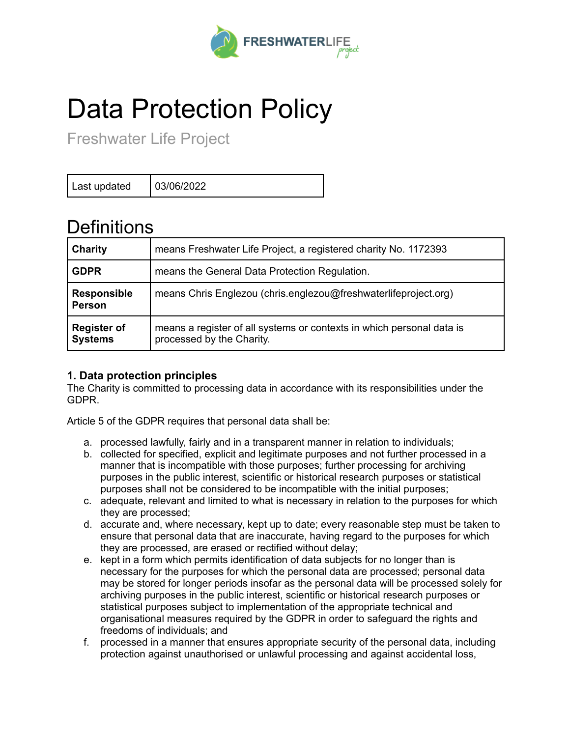# Data Protection Policy

Freshwater Life Project

| Last updated | 03/06/2022 |
|---|---|

## Definitions

| | |
|---|---|
| **Charity** | means Freshwater Life Project, a registered charity No. 1172393 |
| **GDPR** | means the General Data Protection Regulation. |
| **Responsible Person** | means Chris Englezou (chris.englezou@freshwaterlifeproject.org) |
| **Register of Systems** | means a register of all systems or contexts in which personal data is processed by the Charity. |

**1. Data protection principles**

The Charity is committed to processing data in accordance with its responsibilities under the GDPR.

Article 5 of the GDPR requires that personal data shall be:

a. processed lawfully, fairly and in a transparent manner in relation to individuals;
b. collected for specified, explicit and legitimate purposes and not further processed in a manner that is incompatible with those purposes; further processing for archiving purposes in the public interest, scientific or historical research purposes or statistical purposes shall not be considered to be incompatible with the initial purposes;
c. adequate, relevant and limited to what is necessary in relation to the purposes for which they are processed;
d. accurate and, where necessary, kept up to date; every reasonable step must be taken to ensure that personal data that are inaccurate, having regard to the purposes for which they are processed, are erased or rectified without delay;
e. kept in a form which permits identification of data subjects for no longer than is necessary for the purposes for which the personal data are processed; personal data may be stored for longer periods insofar as the personal data will be processed solely for archiving purposes in the public interest, scientific or historical research purposes or statistical purposes subject to implementation of the appropriate technical and organisational measures required by the GDPR in order to safeguard the rights and freedoms of individuals; and
f. processed in a manner that ensures appropriate security of the personal data, including protection against unauthorised or unlawful processing and against accidental loss,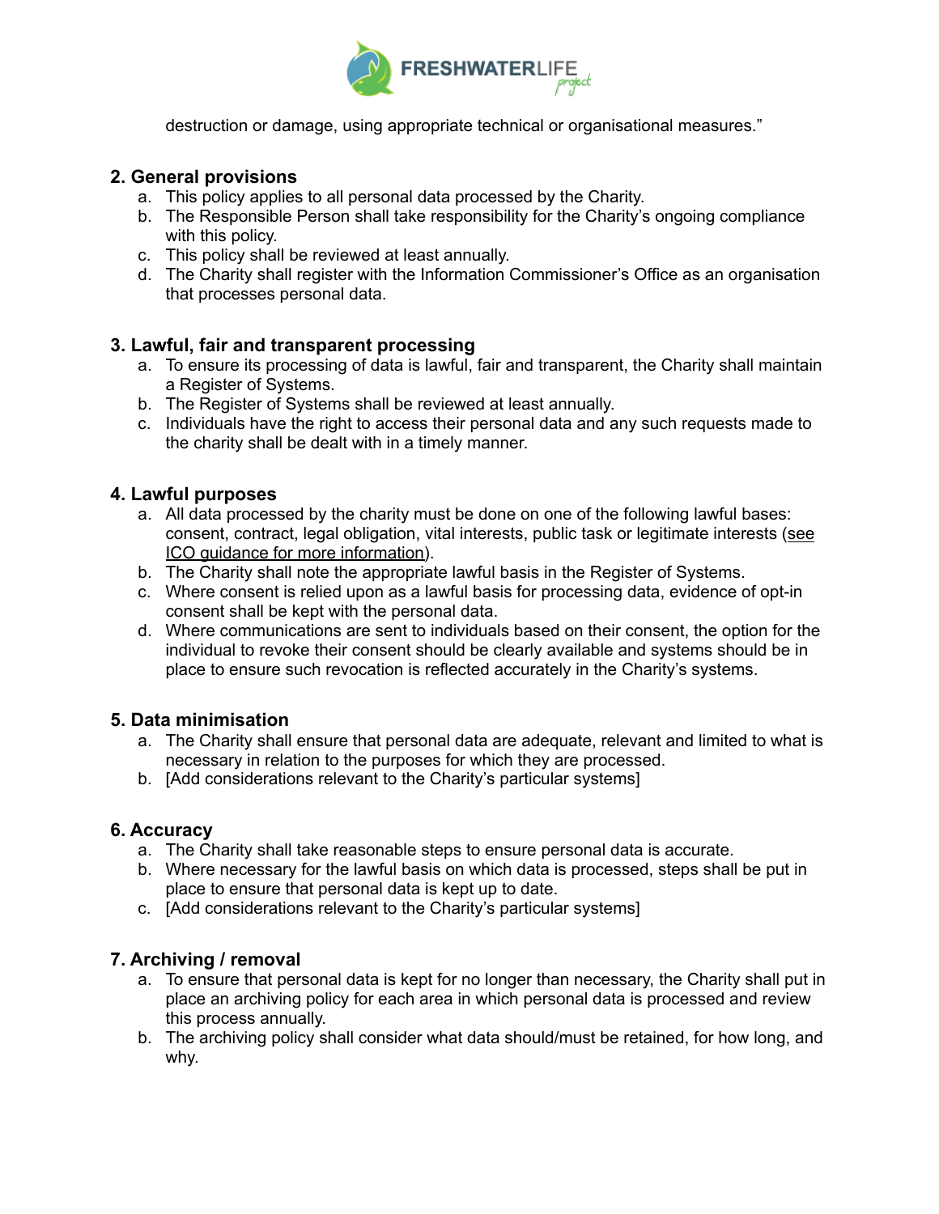destruction or damage, using appropriate technical or organisational measures."

## 2. General provisions

a. This policy applies to all personal data processed by the Charity.
b. The Responsible Person shall take responsibility for the Charity's ongoing compliance with this policy.
c. This policy shall be reviewed at least annually.
d. The Charity shall register with the Information Commissioner's Office as an organisation that processes personal data.

## 3. Lawful, fair and transparent processing

a. To ensure its processing of data is lawful, fair and transparent, the Charity shall maintain a Register of Systems.
b. The Register of Systems shall be reviewed at least annually.
c. Individuals have the right to access their personal data and any such requests made to the charity shall be dealt with in a timely manner.

## 4. Lawful purposes

a. All data processed by the charity must be done on one of the following lawful bases: consent, contract, legal obligation, vital interests, public task or legitimate interests (see ICO guidance for more information).
b. The Charity shall note the appropriate lawful basis in the Register of Systems.
c. Where consent is relied upon as a lawful basis for processing data, evidence of opt-in consent shall be kept with the personal data.
d. Where communications are sent to individuals based on their consent, the option for the individual to revoke their consent should be clearly available and systems should be in place to ensure such revocation is reflected accurately in the Charity's systems.

## 5. Data minimisation

a. The Charity shall ensure that personal data are adequate, relevant and limited to what is necessary in relation to the purposes for which they are processed.
b. [Add considerations relevant to the Charity's particular systems]

## 6. Accuracy

a. The Charity shall take reasonable steps to ensure personal data is accurate.
b. Where necessary for the lawful basis on which data is processed, steps shall be put in place to ensure that personal data is kept up to date.
c. [Add considerations relevant to the Charity's particular systems]

## 7. Archiving / removal

a. To ensure that personal data is kept for no longer than necessary, the Charity shall put in place an archiving policy for each area in which personal data is processed and review this process annually.
b. The archiving policy shall consider what data should/must be retained, for how long, and why.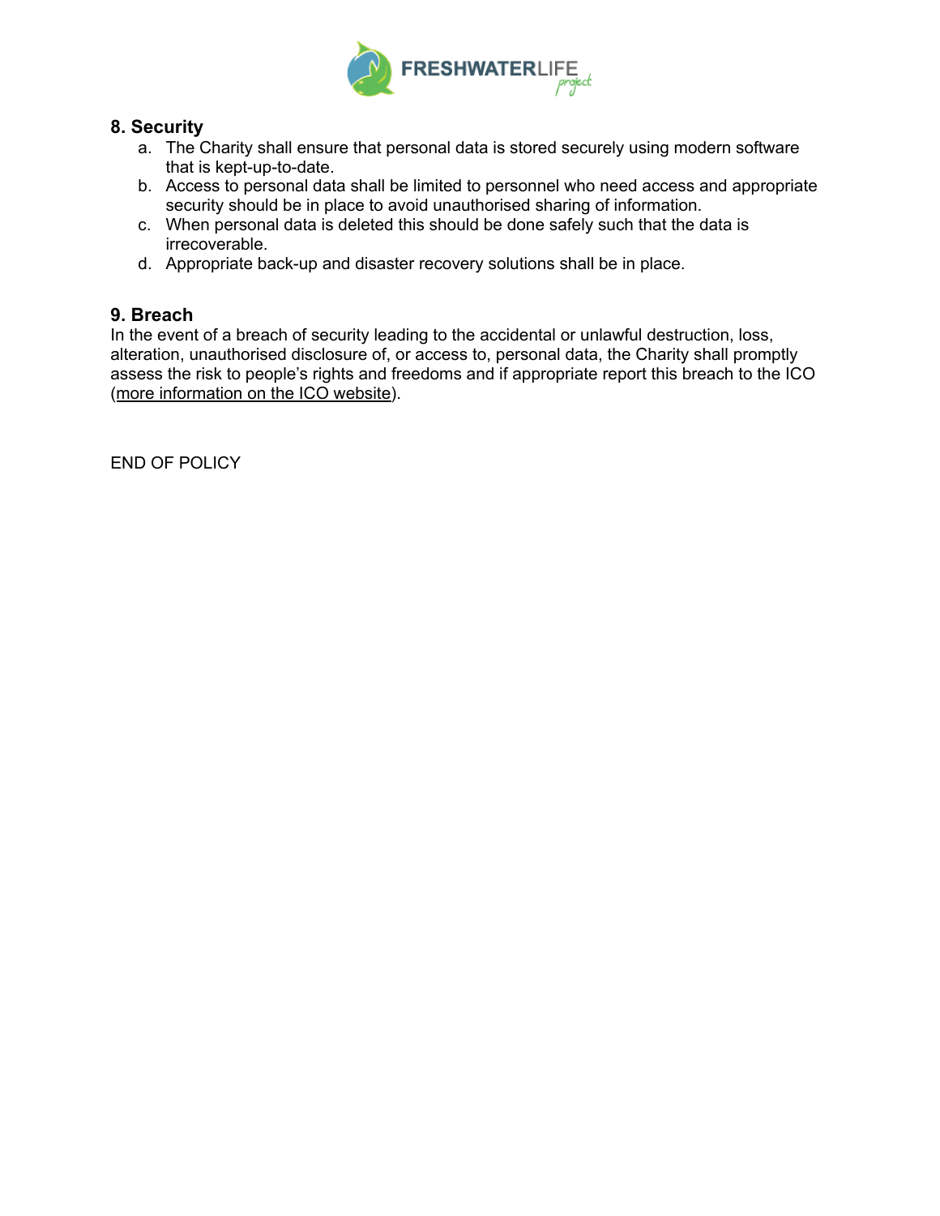## 8. Security

a. The Charity shall ensure that personal data is stored securely using modern software that is kept-up-to-date.
b. Access to personal data shall be limited to personnel who need access and appropriate security should be in place to avoid unauthorised sharing of information.
c. When personal data is deleted this should be done safely such that the data is irrecoverable.
d. Appropriate back-up and disaster recovery solutions shall be in place.

## 9. Breach

In the event of a breach of security leading to the accidental or unlawful destruction, loss, alteration, unauthorised disclosure of, or access to, personal data, the Charity shall promptly assess the risk to people's rights and freedoms and if appropriate report this breach to the ICO (more information on the ICO website).

END OF POLICY